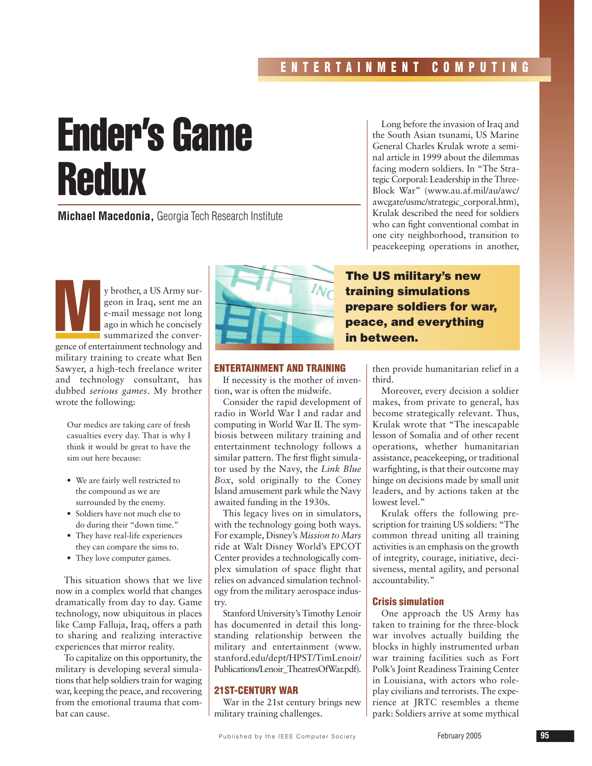# Ender's Game Redux

**Michael Macedonia,** Georgia Tech Research Institute

**The US military's new training simulations prepare soldiers for war, peace, and everything in between.**

My brother, a US Army surgeon in Iraq, sent me an e-mail message not long ago in which he concisely summarized the convergence of entertainment technology and military training to create what Ben Sawyer, a high-tech freelance writer and technology consultant, has dubbed *serious games*. My brother wrote the following:

> Our medics are taking care of fresh casualties every day. That is why I think it would be great to have the sim out here because:
>
> - We are fairly well restricted to the compound as we are surrounded by the enemy.
> - Soldiers have not much else to do during their "down time."
> - They have real-life experiences they can compare the sims to.
> - They love computer games.

This situation shows that we live now in a complex world that changes dramatically from day to day. Game technology, now ubiquitous in places like Camp Falluja, Iraq, offers a path to sharing and realizing interactive experiences that mirror reality.

To capitalize on this opportunity, the military is developing several simulations that help soldiers train for waging war, keeping the peace, and recovering from the emotional trauma that combat can cause.

## ENTERTAINMENT AND TRAINING

If necessity is the mother of invention, war is often the midwife.

Consider the rapid development of radio in World War I and radar and computing in World War II. The symbiosis between military training and entertainment technology follows a similar pattern. The first flight simulator used by the Navy, the *Link Blue Box*, sold originally to the Coney Island amusement park while the Navy awaited funding in the 1930s.

This legacy lives on in simulators, with the technology going both ways. For example, Disney's *Mission to Mars* ride at Walt Disney World's EPCOT Center provides a technologically complex simulation of space flight that relies on advanced simulation technology from the military aerospace industry.

Stanford University's Timothy Lenoir has documented in detail this longstanding relationship between the military and entertainment (www.stanford.edu/dept/HPST/TimLenoir/Publications/Lenoir_TheatresOfWar.pdf).

## 21ST-CENTURY WAR

War in the 21st century brings new military training challenges.

Long before the invasion of Iraq and the South Asian tsunami, US Marine General Charles Krulak wrote a seminal article in 1999 about the dilemmas facing modern soldiers. In "The Strategic Corporal: Leadership in the Three-Block War" (www.au.af.mil/au/awc/awcgate/usmc/strategic_corporal.htm), Krulak described the need for soldiers who can fight conventional combat in one city neighborhood, transition to peacekeeping operations in another, then provide humanitarian relief in a third.

Moreover, every decision a soldier makes, from private to general, has become strategically relevant. Thus, Krulak wrote that "The inescapable lesson of Somalia and of other recent operations, whether humanitarian assistance, peacekeeping, or traditional warfighting, is that their outcome may hinge on decisions made by small unit leaders, and by actions taken at the lowest level."

Krulak offers the following prescription for training US soldiers: "The common thread uniting all training activities is an emphasis on the growth of integrity, courage, initiative, decisiveness, mental agility, and personal accountability."

### Crisis simulation

One approach the US Army has taken to training for the three-block war involves actually building the blocks in highly instrumented urban war training facilities such as Fort Polk's Joint Readiness Training Center in Louisiana, with actors who role-play civilians and terrorists. The experience at JRTC resembles a theme park: Soldiers arrive at some mythical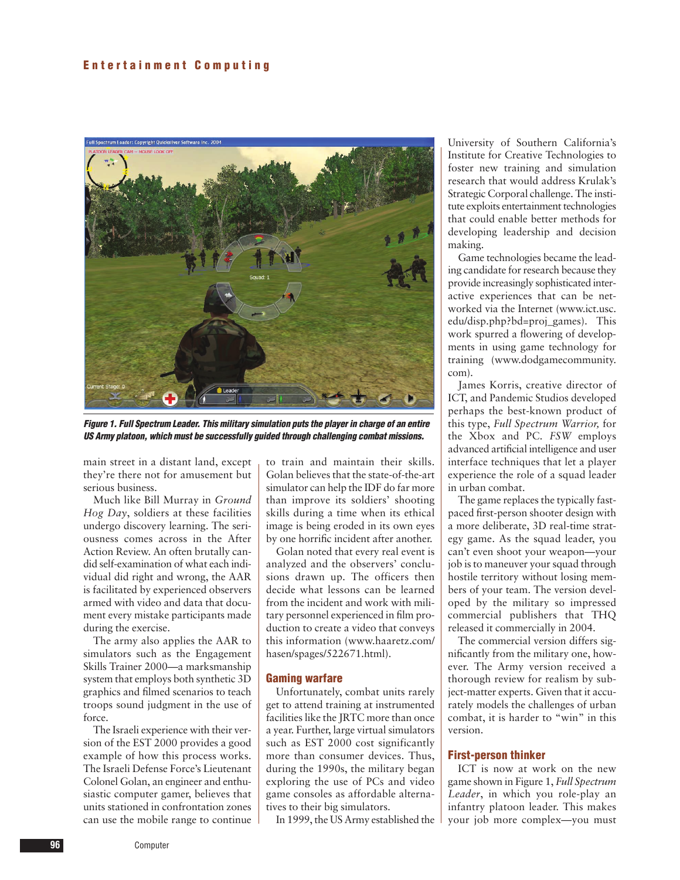*Figure 1. Full Spectrum Leader. This military simulation puts the player in charge of an entire US Army platoon, which must be successfully guided through challenging combat missions.*

main street in a distant land, except they're there not for amusement but serious business.

Much like Bill Murray in *Ground Hog Day*, soldiers at these facilities undergo discovery learning. The seriousness comes across in the After Action Review. An often brutally candid self-examination of what each individual did right and wrong, the AAR is facilitated by experienced observers armed with video and data that document every mistake participants made during the exercise.

The army also applies the AAR to simulators such as the Engagement Skills Trainer 2000—a marksmanship system that employs both synthetic 3D graphics and filmed scenarios to teach troops sound judgment in the use of force.

The Israeli experience with their version of the EST 2000 provides a good example of how this process works. The Israeli Defense Force's Lieutenant Colonel Golan, an engineer and enthusiastic computer gamer, believes that units stationed in confrontation zones can use the mobile range to continue to train and maintain their skills. Golan believes that the state-of-the-art simulator can help the IDF do far more than improve its soldiers' shooting skills during a time when its ethical image is being eroded in its own eyes by one horrific incident after another.

Golan noted that every real event is analyzed and the observers' conclusions drawn up. The officers then decide what lessons can be learned from the incident and work with military personnel experienced in film production to create a video that conveys this information (www.haaretz.com/hasen/spages/522671.html).

## Gaming warfare

Unfortunately, combat units rarely get to attend training at instrumented facilities like the JRTC more than once a year. Further, large virtual simulators such as EST 2000 cost significantly more than consumer devices. Thus, during the 1990s, the military began exploring the use of PCs and video game consoles as affordable alternatives to their big simulators.

In 1999, the US Army established the University of Southern California's Institute for Creative Technologies to foster new training and simulation research that would address Krulak's Strategic Corporal challenge. The institute exploits entertainment technologies that could enable better methods for developing leadership and decision making.

Game technologies became the leading candidate for research because they provide increasingly sophisticated interactive experiences that can be networked via the Internet (www.ict.usc.edu/disp.php?bd=proj_games). This work spurred a flowering of developments in using game technology for training (www.dodgamecommunity.com).

James Korris, creative director of ICT, and Pandemic Studios developed perhaps the best-known product of this type, *Full Spectrum Warrior,* for the Xbox and PC. *FSW* employs advanced artificial intelligence and user interface techniques that let a player experience the role of a squad leader in urban combat.

The game replaces the typically fast-paced first-person shooter design with a more deliberate, 3D real-time strategy game. As the squad leader, you can't even shoot your weapon—your job is to maneuver your squad through hostile territory without losing members of your team. The version developed by the military so impressed commercial publishers that THQ released it commercially in 2004.

The commercial version differs significantly from the military one, however. The Army version received a thorough review for realism by subject-matter experts. Given that it accurately models the challenges of urban combat, it is harder to "win" in this version.

## First-person thinker

ICT is now at work on the new game shown in Figure 1, *Full Spectrum Leader*, in which you role-play an infantry platoon leader. This makes your job more complex—you must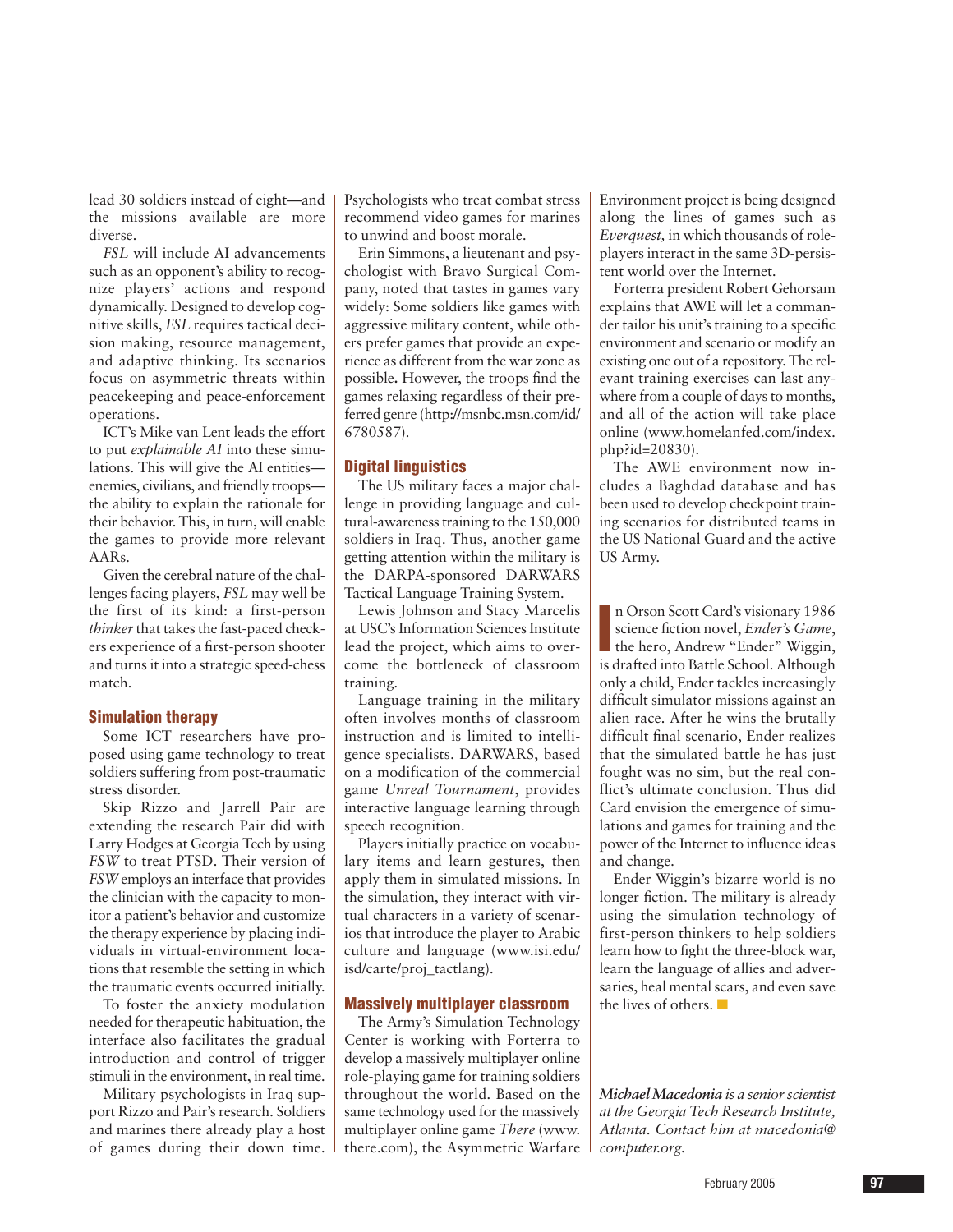lead 30 soldiers instead of eight—and the missions available are more diverse.

*FSL* will include AI advancements such as an opponent's ability to recognize players' actions and respond dynamically. Designed to develop cognitive skills, *FSL* requires tactical decision making, resource management, and adaptive thinking. Its scenarios focus on asymmetric threats within peacekeeping and peace-enforcement operations.

ICT's Mike van Lent leads the effort to put *explainable AI* into these simulations. This will give the AI entities—enemies, civilians, and friendly troops—the ability to explain the rationale for their behavior. This, in turn, will enable the games to provide more relevant AARs.

Given the cerebral nature of the challenges facing players, *FSL* may well be the first of its kind: a first-person *thinker* that takes the fast-paced checkers experience of a first-person shooter and turns it into a strategic speed-chess match.

## Simulation therapy

Some ICT researchers have proposed using game technology to treat soldiers suffering from post-traumatic stress disorder.

Skip Rizzo and Jarrell Pair are extending the research Pair did with Larry Hodges at Georgia Tech by using *FSW* to treat PTSD. Their version of *FSW* employs an interface that provides the clinician with the capacity to monitor a patient's behavior and customize the therapy experience by placing individuals in virtual-environment locations that resemble the setting in which the traumatic events occurred initially.

To foster the anxiety modulation needed for therapeutic habituation, the interface also facilitates the gradual introduction and control of trigger stimuli in the environment, in real time.

Military psychologists in Iraq support Rizzo and Pair's research. Soldiers and marines there already play a host of games during their down time. Psychologists who treat combat stress recommend video games for marines to unwind and boost morale.

Erin Simmons, a lieutenant and psychologist with Bravo Surgical Company, noted that tastes in games vary widely: Some soldiers like games with aggressive military content, while others prefer games that provide an experience as different from the war zone as possible. However, the troops find the games relaxing regardless of their preferred genre (http://msnbc.msn.com/id/6780587).

## Digital linguistics

The US military faces a major challenge in providing language and cultural-awareness training to the 150,000 soldiers in Iraq. Thus, another game getting attention within the military is the DARPA-sponsored DARWARS Tactical Language Training System.

Lewis Johnson and Stacy Marcelis at USC's Information Sciences Institute lead the project, which aims to overcome the bottleneck of classroom training.

Language training in the military often involves months of classroom instruction and is limited to intelligence specialists. DARWARS, based on a modification of the commercial game *Unreal Tournament*, provides interactive language learning through speech recognition.

Players initially practice on vocabulary items and learn gestures, then apply them in simulated missions. In the simulation, they interact with virtual characters in a variety of scenarios that introduce the player to Arabic culture and language (www.isi.edu/isd/carte/proj_tactlang).

## Massively multiplayer classroom

The Army's Simulation Technology Center is working with Forterra to develop a massively multiplayer online role-playing game for training soldiers throughout the world. Based on the same technology used for the massively multiplayer online game *There* (www.there.com), the Asymmetric Warfare Environment project is being designed along the lines of games such as *Everquest,* in which thousands of role-players interact in the same 3D-persistent world over the Internet.

Forterra president Robert Gehorsam explains that AWE will let a commander tailor his unit's training to a specific environment and scenario or modify an existing one out of a repository. The relevant training exercises can last anywhere from a couple of days to months, and all of the action will take place online (www.homelanfed.com/index.php?id=20830).

The AWE environment now includes a Baghdad database and has been used to develop checkpoint training scenarios for distributed teams in the US National Guard and the active US Army.

In Orson Scott Card's visionary 1986 science fiction novel, *Ender's Game*, the hero, Andrew "Ender" Wiggin, is drafted into Battle School. Although only a child, Ender tackles increasingly difficult simulator missions against an alien race. After he wins the brutally difficult final scenario, Ender realizes that the simulated battle he has just fought was no sim, but the real conflict's ultimate conclusion. Thus did Card envision the emergence of simulations and games for training and the power of the Internet to influence ideas and change.

Ender Wiggin's bizarre world is no longer fiction. The military is already using the simulation technology of first-person thinkers to help soldiers learn how to fight the three-block war, learn the language of allies and adversaries, heal mental scars, and even save the lives of others. ■

***Michael Macedonia** is a senior scientist at the Georgia Tech Research Institute, Atlanta. Contact him at macedonia@computer.org.*